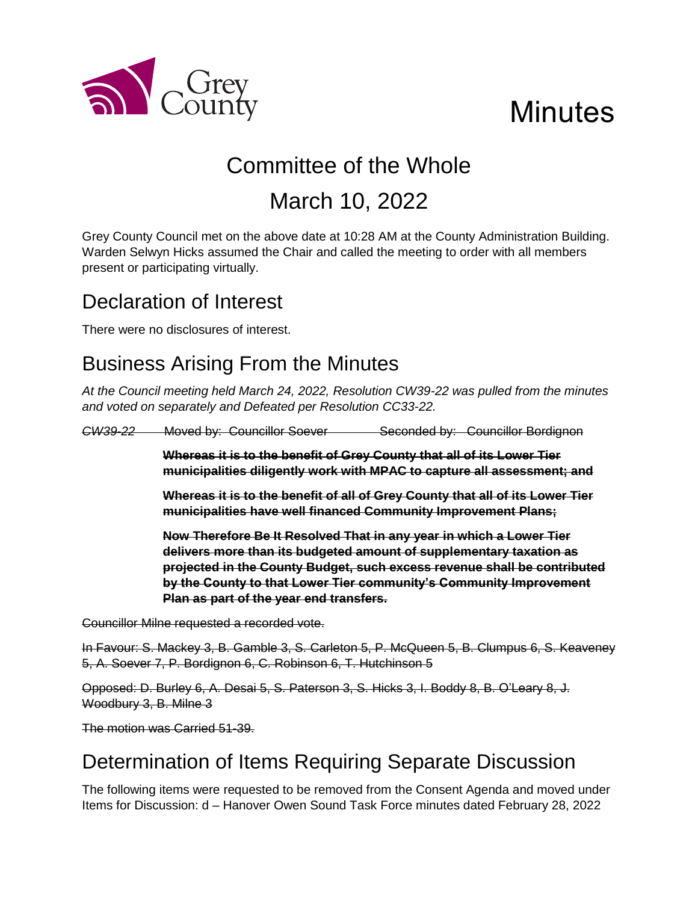# Minutes

## Committee of the Whole

## March 10, 2022

Grey County Council met on the above date at 10:28 AM at the County Administration Building. Warden Selwyn Hicks assumed the Chair and called the meeting to order with all members present or participating virtually.

## Declaration of Interest

There were no disclosures of interest.

## Business Arising From the Minutes

*At the Council meeting held March 24, 2022, Resolution CW39-22 was pulled from the minutes and voted on separately and Defeated per Resolution CC33-22.*

~~*CW39-22* Moved by: Councillor Soever Seconded by: Councillor Bordignon~~

~~**Whereas it is to the benefit of Grey County that all of its Lower Tier municipalities diligently work with MPAC to capture all assessment; and**~~

~~**Whereas it is to the benefit of all of Grey County that all of its Lower Tier municipalities have well financed Community Improvement Plans;**~~

~~**Now Therefore Be It Resolved That in any year in which a Lower Tier delivers more than its budgeted amount of supplementary taxation as projected in the County Budget, such excess revenue shall be contributed by the County to that Lower Tier community's Community Improvement Plan as part of the year end transfers.**~~

~~Councillor Milne requested a recorded vote.~~

~~In Favour: S. Mackey 3, B. Gamble 3, S. Carleton 5, P. McQueen 5, B. Clumpus 6, S. Keaveney 5, A. Soever 7, P. Bordignon 6, C. Robinson 6, T. Hutchinson 5~~

~~Opposed: D. Burley 6, A. Desai 5, S. Paterson 3, S. Hicks 3, I. Boddy 8, B. O'Leary 8, J. Woodbury 3, B. Milne 3~~

~~The motion was Carried 51-39.~~

## Determination of Items Requiring Separate Discussion

The following items were requested to be removed from the Consent Agenda and moved under Items for Discussion: d – Hanover Owen Sound Task Force minutes dated February 28, 2022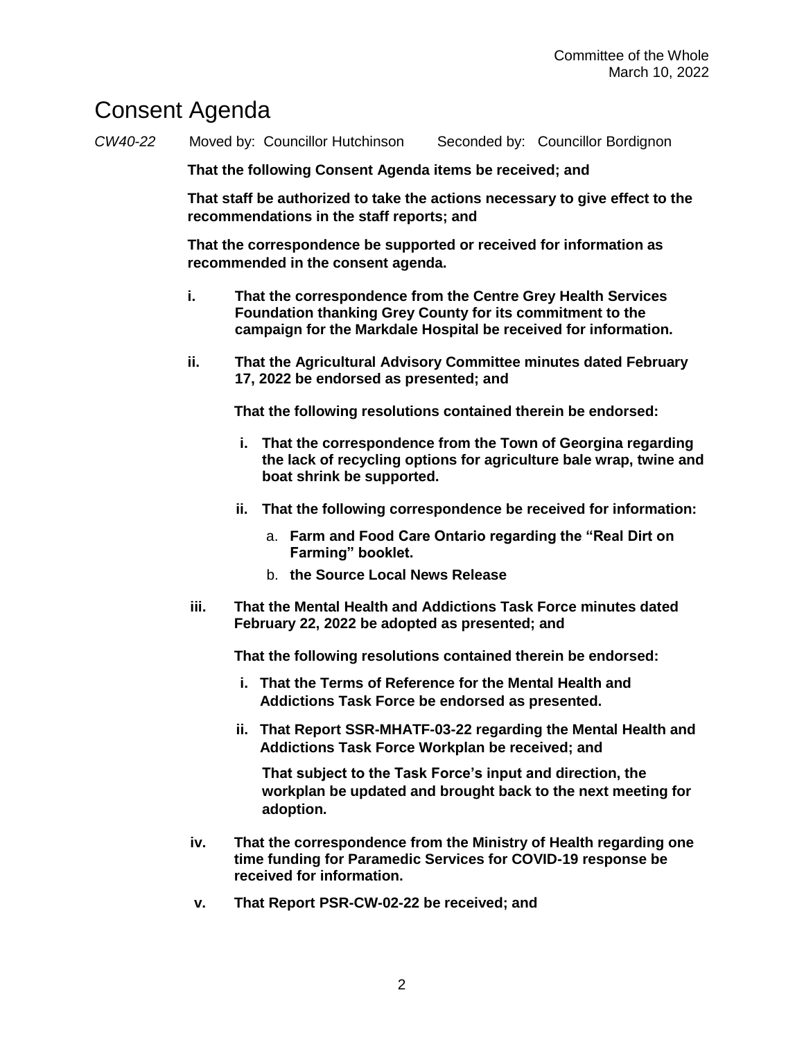# Consent Agenda

*CW40-22* Moved by: Councillor Hutchinson Seconded by: Councillor Bordignon

**That the following Consent Agenda items be received; and**

**That staff be authorized to take the actions necessary to give effect to the recommendations in the staff reports; and**

**That the correspondence be supported or received for information as recommended in the consent agenda.**

**i. That the correspondence from the Centre Grey Health Services Foundation thanking Grey County for its commitment to the campaign for the Markdale Hospital be received for information.**

**ii. That the Agricultural Advisory Committee minutes dated February 17, 2022 be endorsed as presented; and**

**That the following resolutions contained therein be endorsed:**

- **i. That the correspondence from the Town of Georgina regarding the lack of recycling options for agriculture bale wrap, twine and boat shrink be supported.**
- **ii. That the following correspondence be received for information:**
  - a. **Farm and Food Care Ontario regarding the "Real Dirt on Farming" booklet.**
  - b. **the Source Local News Release**

**iii. That the Mental Health and Addictions Task Force minutes dated February 22, 2022 be adopted as presented; and**

**That the following resolutions contained therein be endorsed:**

- **i. That the Terms of Reference for the Mental Health and Addictions Task Force be endorsed as presented.**
- **ii. That Report SSR-MHATF-03-22 regarding the Mental Health and Addictions Task Force Workplan be received; and**

  **That subject to the Task Force's input and direction, the workplan be updated and brought back to the next meeting for adoption.**

**iv. That the correspondence from the Ministry of Health regarding one time funding for Paramedic Services for COVID-19 response be received for information.**

**v. That Report PSR-CW-02-22 be received; and**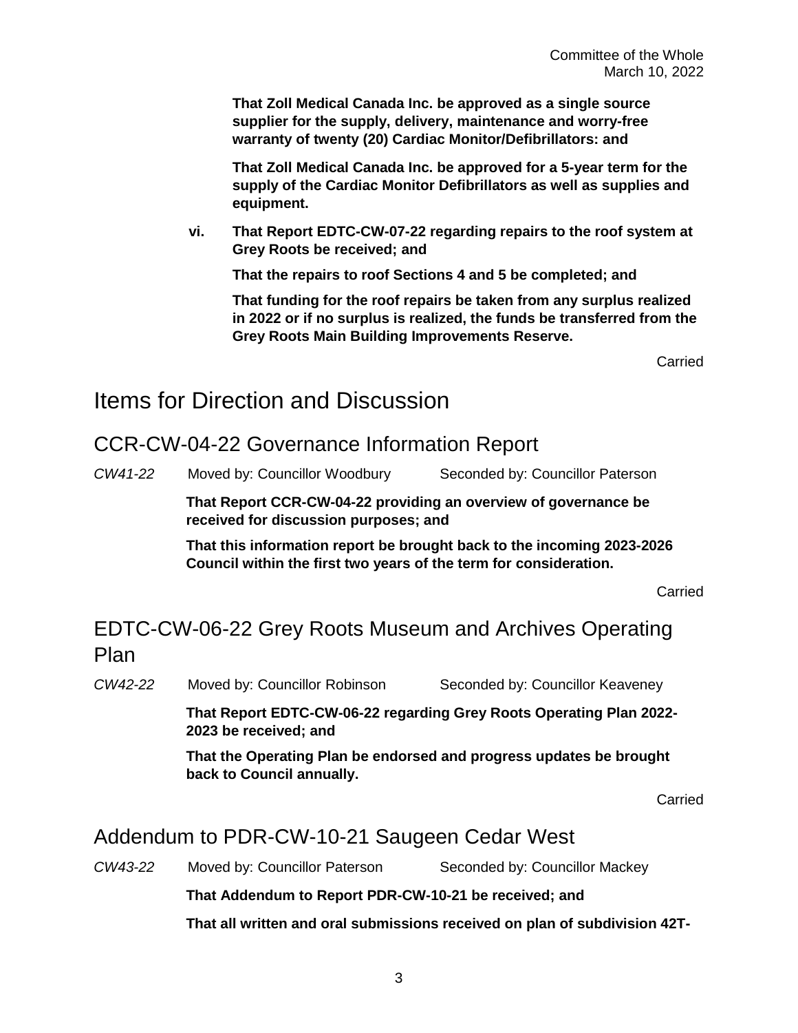**That Zoll Medical Canada Inc. be approved as a single source supplier for the supply, delivery, maintenance and worry-free warranty of twenty (20) Cardiac Monitor/Defibrillators: and**

**That Zoll Medical Canada Inc. be approved for a 5-year term for the supply of the Cardiac Monitor Defibrillators as well as supplies and equipment.**

**vi. That Report EDTC-CW-07-22 regarding repairs to the roof system at Grey Roots be received; and**

**That the repairs to roof Sections 4 and 5 be completed; and**

**That funding for the roof repairs be taken from any surplus realized in 2022 or if no surplus is realized, the funds be transferred from the Grey Roots Main Building Improvements Reserve.**

Carried

# Items for Direction and Discussion

## CCR-CW-04-22 Governance Information Report

*CW41-22* Moved by: Councillor Woodbury Seconded by: Councillor Paterson

**That Report CCR-CW-04-22 providing an overview of governance be received for discussion purposes; and**

**That this information report be brought back to the incoming 2023-2026 Council within the first two years of the term for consideration.**

Carried

## EDTC-CW-06-22 Grey Roots Museum and Archives Operating Plan

*CW42-22* Moved by: Councillor Robinson Seconded by: Councillor Keaveney

**That Report EDTC-CW-06-22 regarding Grey Roots Operating Plan 2022-2023 be received; and**

**That the Operating Plan be endorsed and progress updates be brought back to Council annually.**

Carried

## Addendum to PDR-CW-10-21 Saugeen Cedar West

*CW43-22* Moved by: Councillor Paterson Seconded by: Councillor Mackey

**That Addendum to Report PDR-CW-10-21 be received; and**

**That all written and oral submissions received on plan of subdivision 42T-**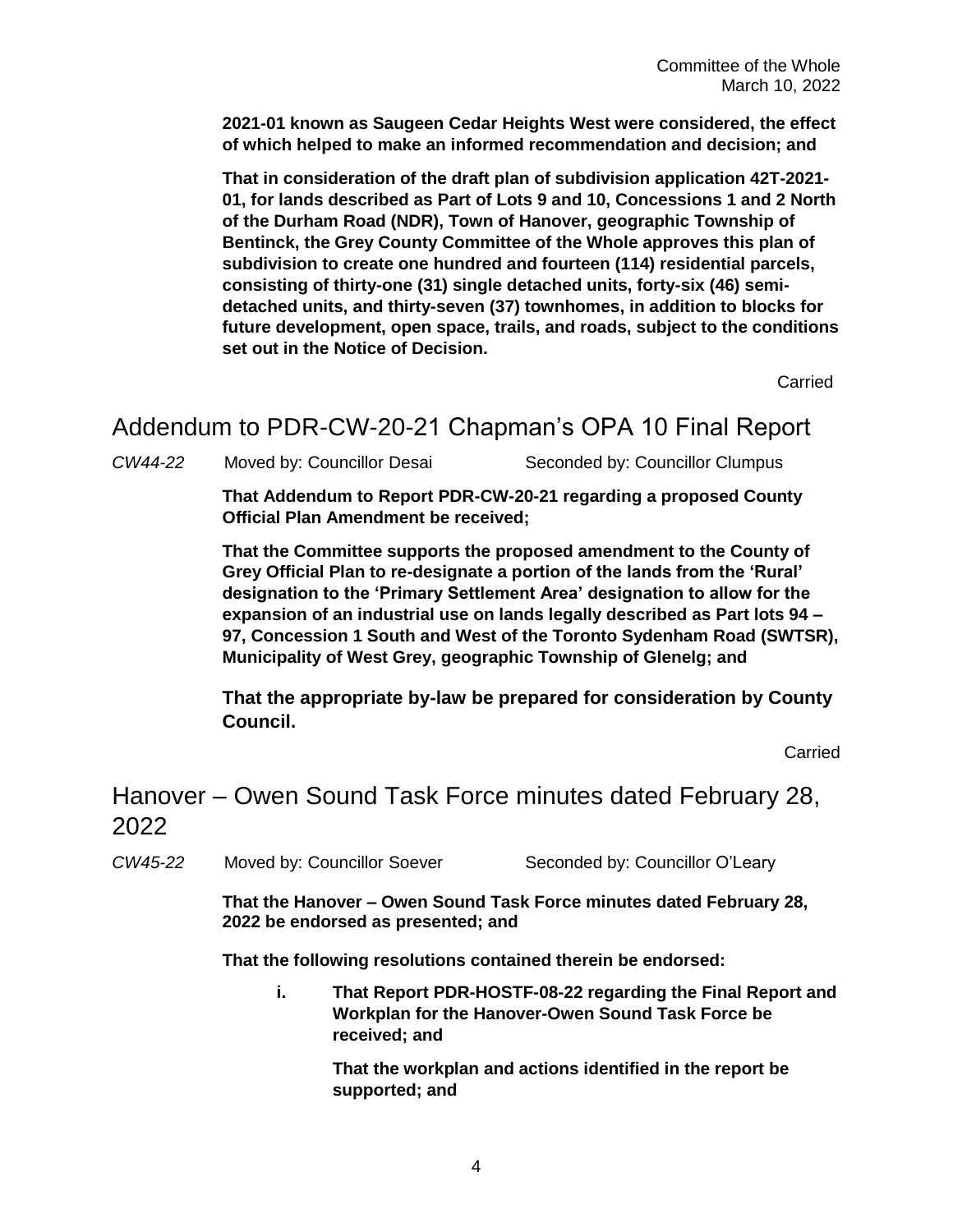**2021-01 known as Saugeen Cedar Heights West were considered, the effect of which helped to make an informed recommendation and decision; and**

**That in consideration of the draft plan of subdivision application 42T-2021-01, for lands described as Part of Lots 9 and 10, Concessions 1 and 2 North of the Durham Road (NDR), Town of Hanover, geographic Township of Bentinck, the Grey County Committee of the Whole approves this plan of subdivision to create one hundred and fourteen (114) residential parcels, consisting of thirty-one (31) single detached units, forty-six (46) semi-detached units, and thirty-seven (37) townhomes, in addition to blocks for future development, open space, trails, and roads, subject to the conditions set out in the Notice of Decision.**

Carried

## Addendum to PDR-CW-20-21 Chapman's OPA 10 Final Report

*CW44-22* Moved by: Councillor Desai Seconded by: Councillor Clumpus

**That Addendum to Report PDR-CW-20-21 regarding a proposed County Official Plan Amendment be received;**

**That the Committee supports the proposed amendment to the County of Grey Official Plan to re-designate a portion of the lands from the 'Rural' designation to the 'Primary Settlement Area' designation to allow for the expansion of an industrial use on lands legally described as Part lots 94 – 97, Concession 1 South and West of the Toronto Sydenham Road (SWTSR), Municipality of West Grey, geographic Township of Glenelg; and**

**That the appropriate by-law be prepared for consideration by County Council.**

Carried

## Hanover – Owen Sound Task Force minutes dated February 28, 2022

*CW45-22* Moved by: Councillor Soever Seconded by: Councillor O'Leary

**That the Hanover – Owen Sound Task Force minutes dated February 28, 2022 be endorsed as presented; and**

**That the following resolutions contained therein be endorsed:**

i. **That Report PDR-HOSTF-08-22 regarding the Final Report and Workplan for the Hanover-Owen Sound Task Force be received; and**

   **That the workplan and actions identified in the report be supported; and**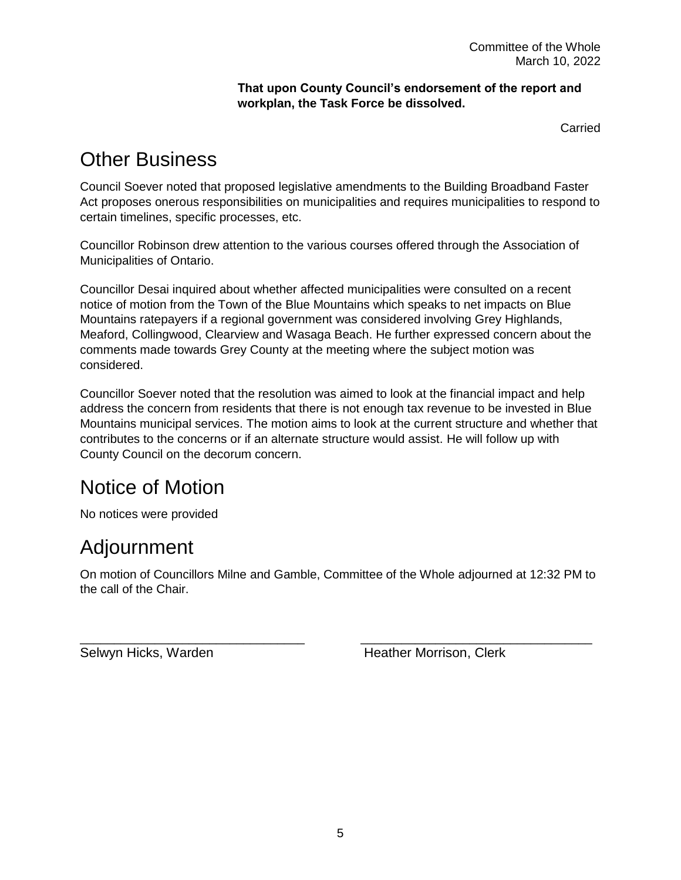**That upon County Council's endorsement of the report and workplan, the Task Force be dissolved.**

Carried

# Other Business

Council Soever noted that proposed legislative amendments to the Building Broadband Faster Act proposes onerous responsibilities on municipalities and requires municipalities to respond to certain timelines, specific processes, etc.

Councillor Robinson drew attention to the various courses offered through the Association of Municipalities of Ontario.

Councillor Desai inquired about whether affected municipalities were consulted on a recent notice of motion from the Town of the Blue Mountains which speaks to net impacts on Blue Mountains ratepayers if a regional government was considered involving Grey Highlands, Meaford, Collingwood, Clearview and Wasaga Beach. He further expressed concern about the comments made towards Grey County at the meeting where the subject motion was considered.

Councillor Soever noted that the resolution was aimed to look at the financial impact and help address the concern from residents that there is not enough tax revenue to be invested in Blue Mountains municipal services. The motion aims to look at the current structure and whether that contributes to the concerns or if an alternate structure would assist. He will follow up with County Council on the decorum concern.

# Notice of Motion

No notices were provided

# Adjournment

On motion of Councillors Milne and Gamble, Committee of the Whole adjourned at 12:32 PM to the call of the Chair.

Selwyn Hicks, Warden

Heather Morrison, Clerk